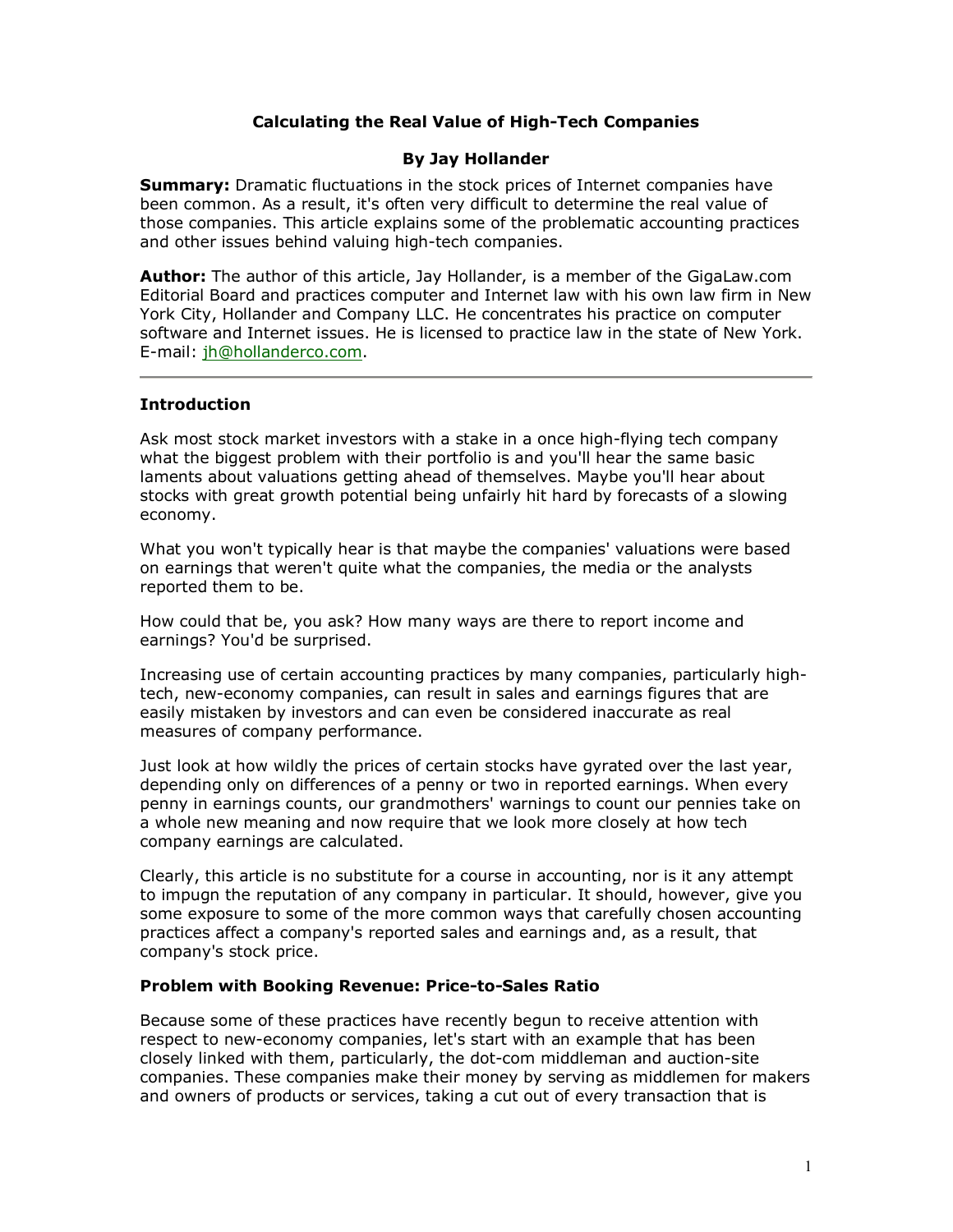# Calculating the Real Value of High-Tech Companies

**By Jay Hollander**

**Summary:** Dramatic fluctuations in the stock prices of Internet companies have been common. As a result, it's often very difficult to determine the real value of those companies. This article explains some of the problematic accounting practices and other issues behind valuing high-tech companies.

**Author:** The author of this article, Jay Hollander, is a member of the GigaLaw.com Editorial Board and practices computer and Internet law with his own law firm in New York City, Hollander and Company LLC. He concentrates his practice on computer software and Internet issues. He is licensed to practice law in the state of New York. E-mail: jh@hollanderco.com.

---

## Introduction

Ask most stock market investors with a stake in a once high-flying tech company what the biggest problem with their portfolio is and you'll hear the same basic laments about valuations getting ahead of themselves. Maybe you'll hear about stocks with great growth potential being unfairly hit hard by forecasts of a slowing economy.

What you won't typically hear is that maybe the companies' valuations were based on earnings that weren't quite what the companies, the media or the analysts reported them to be.

How could that be, you ask? How many ways are there to report income and earnings? You'd be surprised.

Increasing use of certain accounting practices by many companies, particularly high-tech, new-economy companies, can result in sales and earnings figures that are easily mistaken by investors and can even be considered inaccurate as real measures of company performance.

Just look at how wildly the prices of certain stocks have gyrated over the last year, depending only on differences of a penny or two in reported earnings. When every penny in earnings counts, our grandmothers' warnings to count our pennies take on a whole new meaning and now require that we look more closely at how tech company earnings are calculated.

Clearly, this article is no substitute for a course in accounting, nor is it any attempt to impugn the reputation of any company in particular. It should, however, give you some exposure to some of the more common ways that carefully chosen accounting practices affect a company's reported sales and earnings and, as a result, that company's stock price.

## Problem with Booking Revenue: Price-to-Sales Ratio

Because some of these practices have recently begun to receive attention with respect to new-economy companies, let's start with an example that has been closely linked with them, particularly, the dot-com middleman and auction-site companies. These companies make their money by serving as middlemen for makers and owners of products or services, taking a cut out of every transaction that is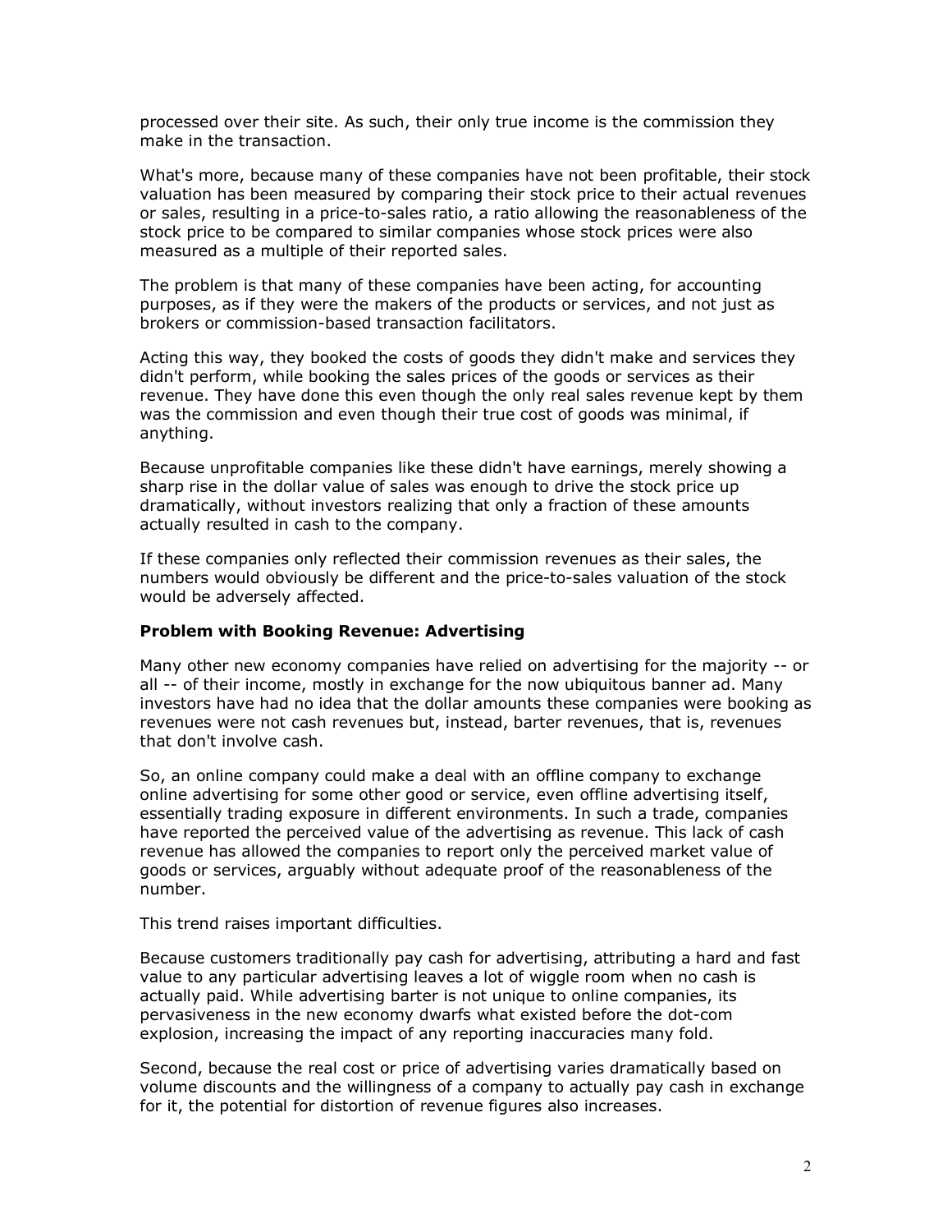processed over their site. As such, their only true income is the commission they make in the transaction.

What's more, because many of these companies have not been profitable, their stock valuation has been measured by comparing their stock price to their actual revenues or sales, resulting in a price-to-sales ratio, a ratio allowing the reasonableness of the stock price to be compared to similar companies whose stock prices were also measured as a multiple of their reported sales.

The problem is that many of these companies have been acting, for accounting purposes, as if they were the makers of the products or services, and not just as brokers or commission-based transaction facilitators.

Acting this way, they booked the costs of goods they didn't make and services they didn't perform, while booking the sales prices of the goods or services as their revenue. They have done this even though the only real sales revenue kept by them was the commission and even though their true cost of goods was minimal, if anything.

Because unprofitable companies like these didn't have earnings, merely showing a sharp rise in the dollar value of sales was enough to drive the stock price up dramatically, without investors realizing that only a fraction of these amounts actually resulted in cash to the company.

If these companies only reflected their commission revenues as their sales, the numbers would obviously be different and the price-to-sales valuation of the stock would be adversely affected.

**Problem with Booking Revenue: Advertising**

Many other new economy companies have relied on advertising for the majority -- or all -- of their income, mostly in exchange for the now ubiquitous banner ad. Many investors have had no idea that the dollar amounts these companies were booking as revenues were not cash revenues but, instead, barter revenues, that is, revenues that don't involve cash.

So, an online company could make a deal with an offline company to exchange online advertising for some other good or service, even offline advertising itself, essentially trading exposure in different environments. In such a trade, companies have reported the perceived value of the advertising as revenue. This lack of cash revenue has allowed the companies to report only the perceived market value of goods or services, arguably without adequate proof of the reasonableness of the number.

This trend raises important difficulties.

Because customers traditionally pay cash for advertising, attributing a hard and fast value to any particular advertising leaves a lot of wiggle room when no cash is actually paid. While advertising barter is not unique to online companies, its pervasiveness in the new economy dwarfs what existed before the dot-com explosion, increasing the impact of any reporting inaccuracies many fold.

Second, because the real cost or price of advertising varies dramatically based on volume discounts and the willingness of a company to actually pay cash in exchange for it, the potential for distortion of revenue figures also increases.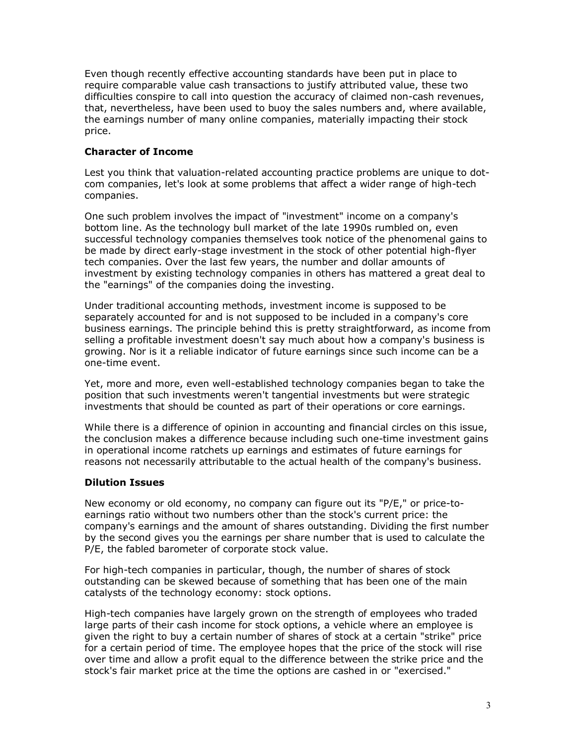Even though recently effective accounting standards have been put in place to require comparable value cash transactions to justify attributed value, these two difficulties conspire to call into question the accuracy of claimed non-cash revenues, that, nevertheless, have been used to buoy the sales numbers and, where available, the earnings number of many online companies, materially impacting their stock price.

### Character of Income

Lest you think that valuation-related accounting practice problems are unique to dot-com companies, let's look at some problems that affect a wider range of high-tech companies.

One such problem involves the impact of "investment" income on a company's bottom line. As the technology bull market of the late 1990s rumbled on, even successful technology companies themselves took notice of the phenomenal gains to be made by direct early-stage investment in the stock of other potential high-flyer tech companies. Over the last few years, the number and dollar amounts of investment by existing technology companies in others has mattered a great deal to the "earnings" of the companies doing the investing.

Under traditional accounting methods, investment income is supposed to be separately accounted for and is not supposed to be included in a company's core business earnings. The principle behind this is pretty straightforward, as income from selling a profitable investment doesn't say much about how a company's business is growing. Nor is it a reliable indicator of future earnings since such income can be a one-time event.

Yet, more and more, even well-established technology companies began to take the position that such investments weren't tangential investments but were strategic investments that should be counted as part of their operations or core earnings.

While there is a difference of opinion in accounting and financial circles on this issue, the conclusion makes a difference because including such one-time investment gains in operational income ratchets up earnings and estimates of future earnings for reasons not necessarily attributable to the actual health of the company's business.

### Dilution Issues

New economy or old economy, no company can figure out its "P/E," or price-to-earnings ratio without two numbers other than the stock's current price: the company's earnings and the amount of shares outstanding. Dividing the first number by the second gives you the earnings per share number that is used to calculate the P/E, the fabled barometer of corporate stock value.

For high-tech companies in particular, though, the number of shares of stock outstanding can be skewed because of something that has been one of the main catalysts of the technology economy: stock options.

High-tech companies have largely grown on the strength of employees who traded large parts of their cash income for stock options, a vehicle where an employee is given the right to buy a certain number of shares of stock at a certain "strike" price for a certain period of time. The employee hopes that the price of the stock will rise over time and allow a profit equal to the difference between the strike price and the stock's fair market price at the time the options are cashed in or "exercised."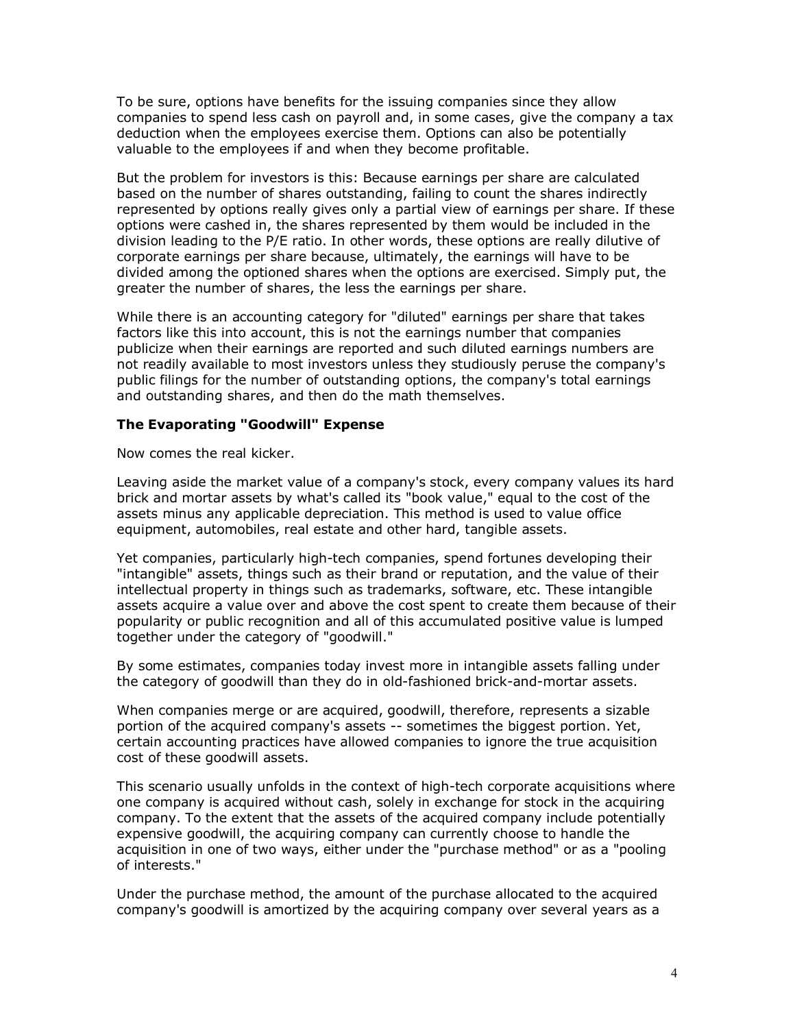To be sure, options have benefits for the issuing companies since they allow companies to spend less cash on payroll and, in some cases, give the company a tax deduction when the employees exercise them. Options can also be potentially valuable to the employees if and when they become profitable.

But the problem for investors is this: Because earnings per share are calculated based on the number of shares outstanding, failing to count the shares indirectly represented by options really gives only a partial view of earnings per share. If these options were cashed in, the shares represented by them would be included in the division leading to the P/E ratio. In other words, these options are really dilutive of corporate earnings per share because, ultimately, the earnings will have to be divided among the optioned shares when the options are exercised. Simply put, the greater the number of shares, the less the earnings per share.

While there is an accounting category for "diluted" earnings per share that takes factors like this into account, this is not the earnings number that companies publicize when their earnings are reported and such diluted earnings numbers are not readily available to most investors unless they studiously peruse the company's public filings for the number of outstanding options, the company's total earnings and outstanding shares, and then do the math themselves.

### The Evaporating "Goodwill" Expense

Now comes the real kicker.

Leaving aside the market value of a company's stock, every company values its hard brick and mortar assets by what's called its "book value," equal to the cost of the assets minus any applicable depreciation. This method is used to value office equipment, automobiles, real estate and other hard, tangible assets.

Yet companies, particularly high-tech companies, spend fortunes developing their "intangible" assets, things such as their brand or reputation, and the value of their intellectual property in things such as trademarks, software, etc. These intangible assets acquire a value over and above the cost spent to create them because of their popularity or public recognition and all of this accumulated positive value is lumped together under the category of "goodwill."

By some estimates, companies today invest more in intangible assets falling under the category of goodwill than they do in old-fashioned brick-and-mortar assets.

When companies merge or are acquired, goodwill, therefore, represents a sizable portion of the acquired company's assets -- sometimes the biggest portion. Yet, certain accounting practices have allowed companies to ignore the true acquisition cost of these goodwill assets.

This scenario usually unfolds in the context of high-tech corporate acquisitions where one company is acquired without cash, solely in exchange for stock in the acquiring company. To the extent that the assets of the acquired company include potentially expensive goodwill, the acquiring company can currently choose to handle the acquisition in one of two ways, either under the "purchase method" or as a "pooling of interests."

Under the purchase method, the amount of the purchase allocated to the acquired company's goodwill is amortized by the acquiring company over several years as a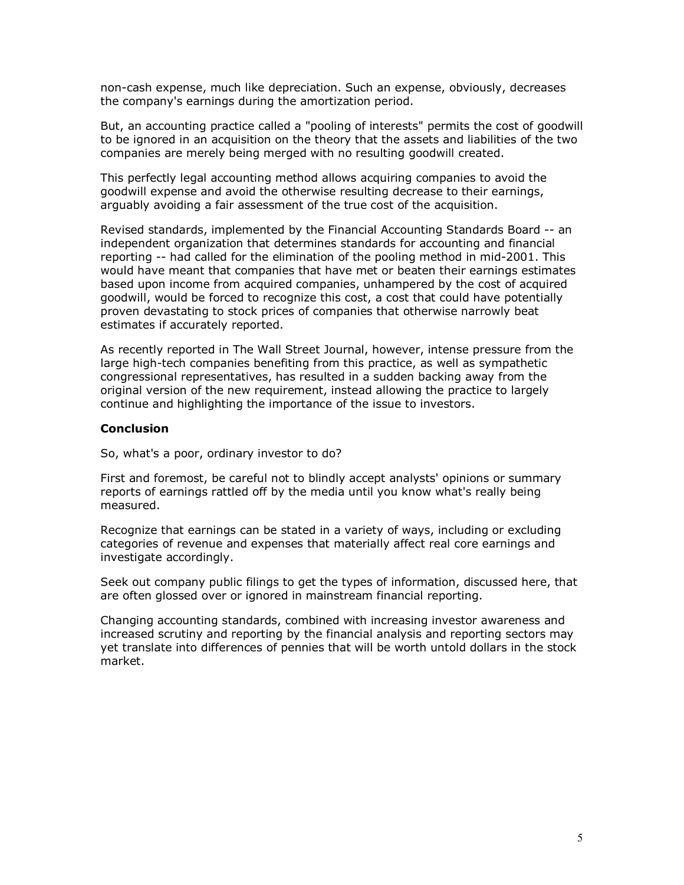non-cash expense, much like depreciation. Such an expense, obviously, decreases the company's earnings during the amortization period.

But, an accounting practice called a "pooling of interests" permits the cost of goodwill to be ignored in an acquisition on the theory that the assets and liabilities of the two companies are merely being merged with no resulting goodwill created.

This perfectly legal accounting method allows acquiring companies to avoid the goodwill expense and avoid the otherwise resulting decrease to their earnings, arguably avoiding a fair assessment of the true cost of the acquisition.

Revised standards, implemented by the Financial Accounting Standards Board -- an independent organization that determines standards for accounting and financial reporting -- had called for the elimination of the pooling method in mid-2001. This would have meant that companies that have met or beaten their earnings estimates based upon income from acquired companies, unhampered by the cost of acquired goodwill, would be forced to recognize this cost, a cost that could have potentially proven devastating to stock prices of companies that otherwise narrowly beat estimates if accurately reported.

As recently reported in The Wall Street Journal, however, intense pressure from the large high-tech companies benefiting from this practice, as well as sympathetic congressional representatives, has resulted in a sudden backing away from the original version of the new requirement, instead allowing the practice to largely continue and highlighting the importance of the issue to investors.

**Conclusion**

So, what's a poor, ordinary investor to do?

First and foremost, be careful not to blindly accept analysts' opinions or summary reports of earnings rattled off by the media until you know what's really being measured.

Recognize that earnings can be stated in a variety of ways, including or excluding categories of revenue and expenses that materially affect real core earnings and investigate accordingly.

Seek out company public filings to get the types of information, discussed here, that are often glossed over or ignored in mainstream financial reporting.

Changing accounting standards, combined with increasing investor awareness and increased scrutiny and reporting by the financial analysis and reporting sectors may yet translate into differences of pennies that will be worth untold dollars in the stock market.